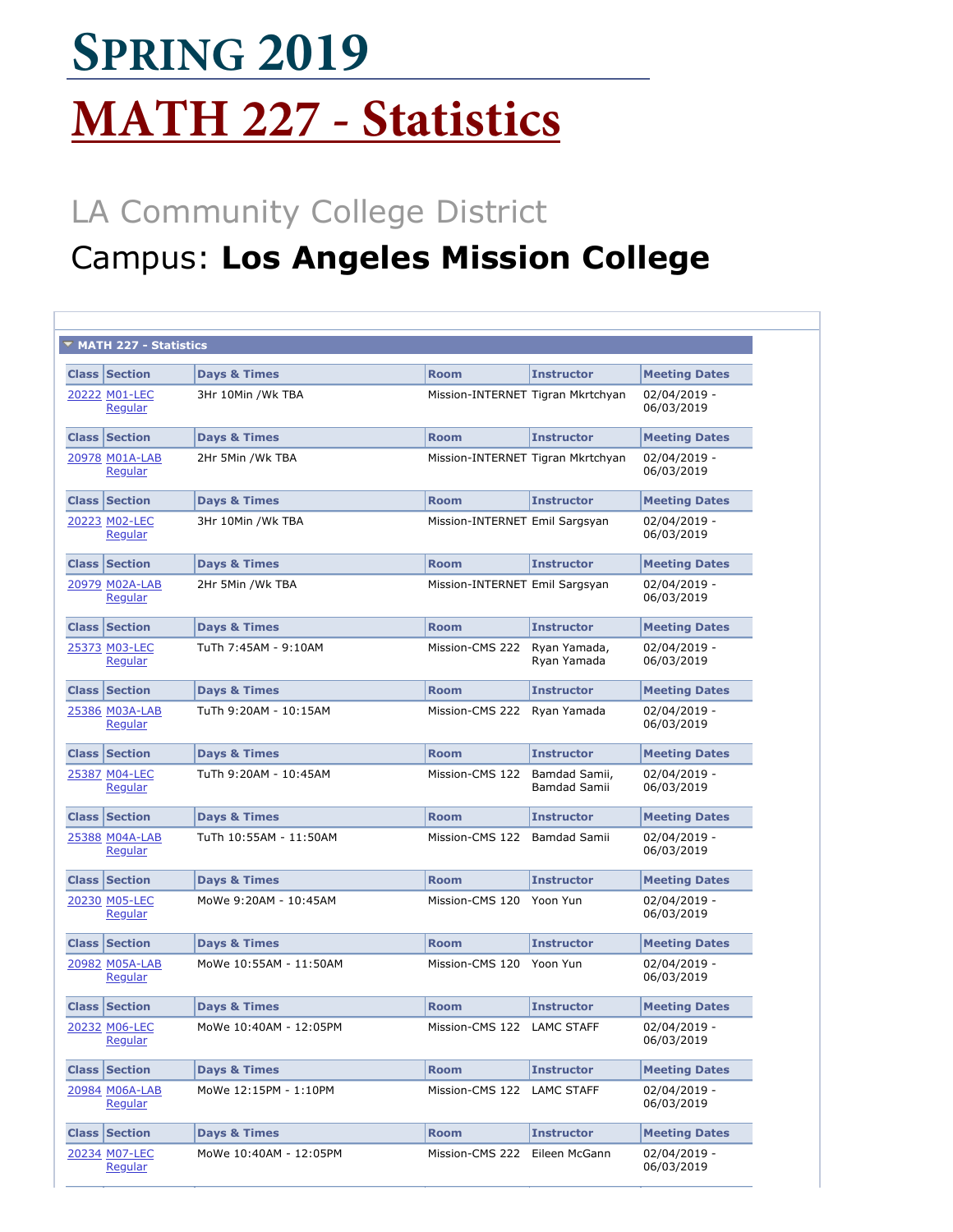# SPRING 2019

# MATH 227 - Statistics

## LA Community College District

## Campus: **Los Angeles Mission College**

### MATH 227 - Statistics

| Class | Section | Days & Times | Room | Instructor | Meeting Dates |
|---|---|---|---|---|---|
| 20222 | M01-LEC Regular | 3Hr 10Min /Wk TBA | Mission-INTERNET | Tigran Mkrtchyan | 02/04/2019 - 06/03/2019 |
| 20978 | M01A-LAB Regular | 2Hr 5Min /Wk TBA | Mission-INTERNET | Tigran Mkrtchyan | 02/04/2019 - 06/03/2019 |
| 20223 | M02-LEC Regular | 3Hr 10Min /Wk TBA | Mission-INTERNET | Emil Sargsyan | 02/04/2019 - 06/03/2019 |
| 20979 | M02A-LAB Regular | 2Hr 5Min /Wk TBA | Mission-INTERNET | Emil Sargsyan | 02/04/2019 - 06/03/2019 |
| 25373 | M03-LEC Regular | TuTh 7:45AM - 9:10AM | Mission-CMS 222 | Ryan Yamada, Ryan Yamada | 02/04/2019 - 06/03/2019 |
| 25386 | M03A-LAB Regular | TuTh 9:20AM - 10:15AM | Mission-CMS 222 | Ryan Yamada | 02/04/2019 - 06/03/2019 |
| 25387 | M04-LEC Regular | TuTh 9:20AM - 10:45AM | Mission-CMS 122 | Bamdad Samii, Bamdad Samii | 02/04/2019 - 06/03/2019 |
| 25388 | M04A-LAB Regular | TuTh 10:55AM - 11:50AM | Mission-CMS 122 | Bamdad Samii | 02/04/2019 - 06/03/2019 |
| 20230 | M05-LEC Regular | MoWe 9:20AM - 10:45AM | Mission-CMS 120 | Yoon Yun | 02/04/2019 - 06/03/2019 |
| 20982 | M05A-LAB Regular | MoWe 10:55AM - 11:50AM | Mission-CMS 120 | Yoon Yun | 02/04/2019 - 06/03/2019 |
| 20232 | M06-LEC Regular | MoWe 10:40AM - 12:05PM | Mission-CMS 122 | LAMC STAFF | 02/04/2019 - 06/03/2019 |
| 20984 | M06A-LAB Regular | MoWe 12:15PM - 1:10PM | Mission-CMS 122 | LAMC STAFF | 02/04/2019 - 06/03/2019 |
| 20234 | M07-LEC Regular | MoWe 10:40AM - 12:05PM | Mission-CMS 222 | Eileen McGann | 02/04/2019 - 06/03/2019 |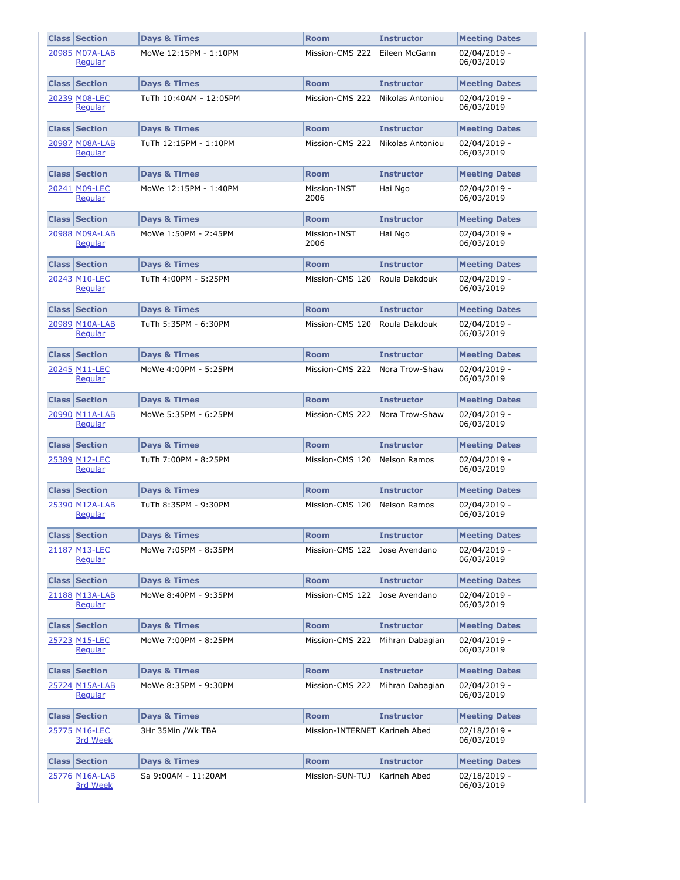| Class | Section | Days & Times | Room | Instructor | Meeting Dates |
|---|---|---|---|---|---|
| 20985 | M07A-LAB Regular | MoWe 12:15PM - 1:10PM | Mission-CMS 222 | Eileen McGann | 02/04/2019 - 06/03/2019 |

| Class | Section | Days & Times | Room | Instructor | Meeting Dates |
|---|---|---|---|---|---|
| 20239 | M08-LEC Regular | TuTh 10:40AM - 12:05PM | Mission-CMS 222 | Nikolas Antoniou | 02/04/2019 - 06/03/2019 |

| Class | Section | Days & Times | Room | Instructor | Meeting Dates |
|---|---|---|---|---|---|
| 20987 | M08A-LAB Regular | TuTh 12:15PM - 1:10PM | Mission-CMS 222 | Nikolas Antoniou | 02/04/2019 - 06/03/2019 |

| Class | Section | Days & Times | Room | Instructor | Meeting Dates |
|---|---|---|---|---|---|
| 20241 | M09-LEC Regular | MoWe 12:15PM - 1:40PM | Mission-INST 2006 | Hai Ngo | 02/04/2019 - 06/03/2019 |

| Class | Section | Days & Times | Room | Instructor | Meeting Dates |
|---|---|---|---|---|---|
| 20988 | M09A-LAB Regular | MoWe 1:50PM - 2:45PM | Mission-INST 2006 | Hai Ngo | 02/04/2019 - 06/03/2019 |

| Class | Section | Days & Times | Room | Instructor | Meeting Dates |
|---|---|---|---|---|---|
| 20243 | M10-LEC Regular | TuTh 4:00PM - 5:25PM | Mission-CMS 120 | Roula Dakdouk | 02/04/2019 - 06/03/2019 |

| Class | Section | Days & Times | Room | Instructor | Meeting Dates |
|---|---|---|---|---|---|
| 20989 | M10A-LAB Regular | TuTh 5:35PM - 6:30PM | Mission-CMS 120 | Roula Dakdouk | 02/04/2019 - 06/03/2019 |

| Class | Section | Days & Times | Room | Instructor | Meeting Dates |
|---|---|---|---|---|---|
| 20245 | M11-LEC Regular | MoWe 4:00PM - 5:25PM | Mission-CMS 222 | Nora Trow-Shaw | 02/04/2019 - 06/03/2019 |

| Class | Section | Days & Times | Room | Instructor | Meeting Dates |
|---|---|---|---|---|---|
| 20990 | M11A-LAB Regular | MoWe 5:35PM - 6:25PM | Mission-CMS 222 | Nora Trow-Shaw | 02/04/2019 - 06/03/2019 |

| Class | Section | Days & Times | Room | Instructor | Meeting Dates |
|---|---|---|---|---|---|
| 25389 | M12-LEC Regular | TuTh 7:00PM - 8:25PM | Mission-CMS 120 | Nelson Ramos | 02/04/2019 - 06/03/2019 |

| Class | Section | Days & Times | Room | Instructor | Meeting Dates |
|---|---|---|---|---|---|
| 25390 | M12A-LAB Regular | TuTh 8:35PM - 9:30PM | Mission-CMS 120 | Nelson Ramos | 02/04/2019 - 06/03/2019 |

| Class | Section | Days & Times | Room | Instructor | Meeting Dates |
|---|---|---|---|---|---|
| 21187 | M13-LEC Regular | MoWe 7:05PM - 8:35PM | Mission-CMS 122 | Jose Avendano | 02/04/2019 - 06/03/2019 |

| Class | Section | Days & Times | Room | Instructor | Meeting Dates |
|---|---|---|---|---|---|
| 21188 | M13A-LAB Regular | MoWe 8:40PM - 9:35PM | Mission-CMS 122 | Jose Avendano | 02/04/2019 - 06/03/2019 |

| Class | Section | Days & Times | Room | Instructor | Meeting Dates |
|---|---|---|---|---|---|
| 25723 | M15-LEC Regular | MoWe 7:00PM - 8:25PM | Mission-CMS 222 | Mihran Dabagian | 02/04/2019 - 06/03/2019 |

| Class | Section | Days & Times | Room | Instructor | Meeting Dates |
|---|---|---|---|---|---|
| 25724 | M15A-LAB Regular | MoWe 8:35PM - 9:30PM | Mission-CMS 222 | Mihran Dabagian | 02/04/2019 - 06/03/2019 |

| Class | Section | Days & Times | Room | Instructor | Meeting Dates |
|---|---|---|---|---|---|
| 25775 | M16-LEC 3rd Week | 3Hr 35Min /Wk TBA | Mission-INTERNET | Karineh Abed | 02/18/2019 - 06/03/2019 |

| Class | Section | Days & Times | Room | Instructor | Meeting Dates |
|---|---|---|---|---|---|
| 25776 | M16A-LAB 3rd Week | Sa 9:00AM - 11:20AM | Mission-SUN-TUJ | Karineh Abed | 02/18/2019 - 06/03/2019 |